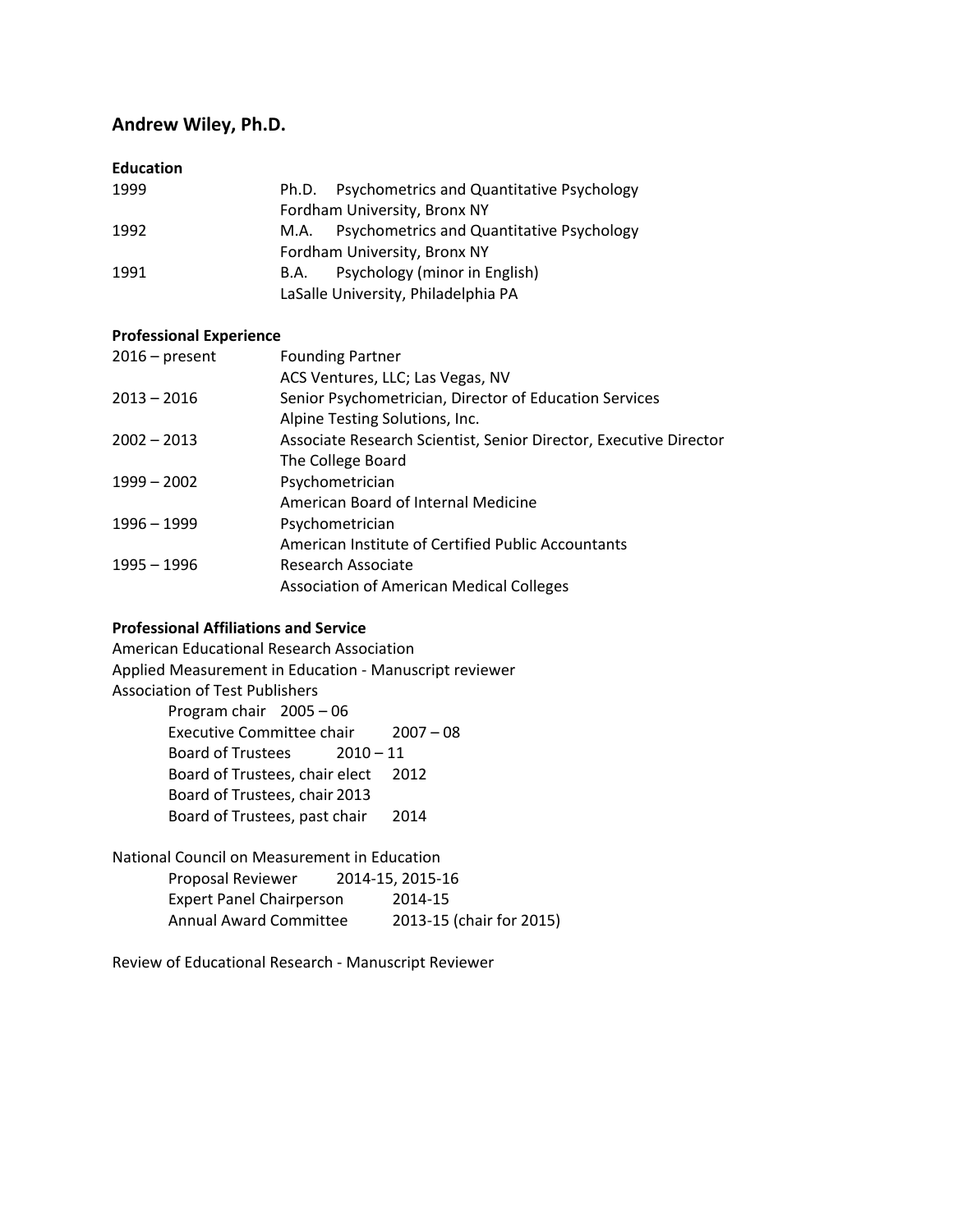# Andrew Wiley, Ph.D.

## Education

| | |
|---|---|
| 1999 | Ph.D. Psychometrics and Quantitative Psychology<br>Fordham University, Bronx NY |
| 1992 | M.A. Psychometrics and Quantitative Psychology<br>Fordham University, Bronx NY |
| 1991 | B.A. Psychology (minor in English)<br>LaSalle University, Philadelphia PA |

## Professional Experience

| | |
|---|---|
| 2016 – present | Founding Partner<br>ACS Ventures, LLC; Las Vegas, NV |
| 2013 – 2016 | Senior Psychometrician, Director of Education Services<br>Alpine Testing Solutions, Inc. |
| 2002 – 2013 | Associate Research Scientist, Senior Director, Executive Director<br>The College Board |
| 1999 – 2002 | Psychometrician<br>American Board of Internal Medicine |
| 1996 – 1999 | Psychometrician<br>American Institute of Certified Public Accountants |
| 1995 – 1996 | Research Associate<br>Association of American Medical Colleges |

## Professional Affiliations and Service

American Educational Research Association

Applied Measurement in Education - Manuscript reviewer

Association of Test Publishers

- Program chair 2005 – 06
- Executive Committee chair 2007 – 08
- Board of Trustees 2010 – 11
- Board of Trustees, chair elect 2012
- Board of Trustees, chair 2013
- Board of Trustees, past chair 2014

National Council on Measurement in Education

- Proposal Reviewer 2014-15, 2015-16
- Expert Panel Chairperson 2014-15
- Annual Award Committee 2013-15 (chair for 2015)

Review of Educational Research - Manuscript Reviewer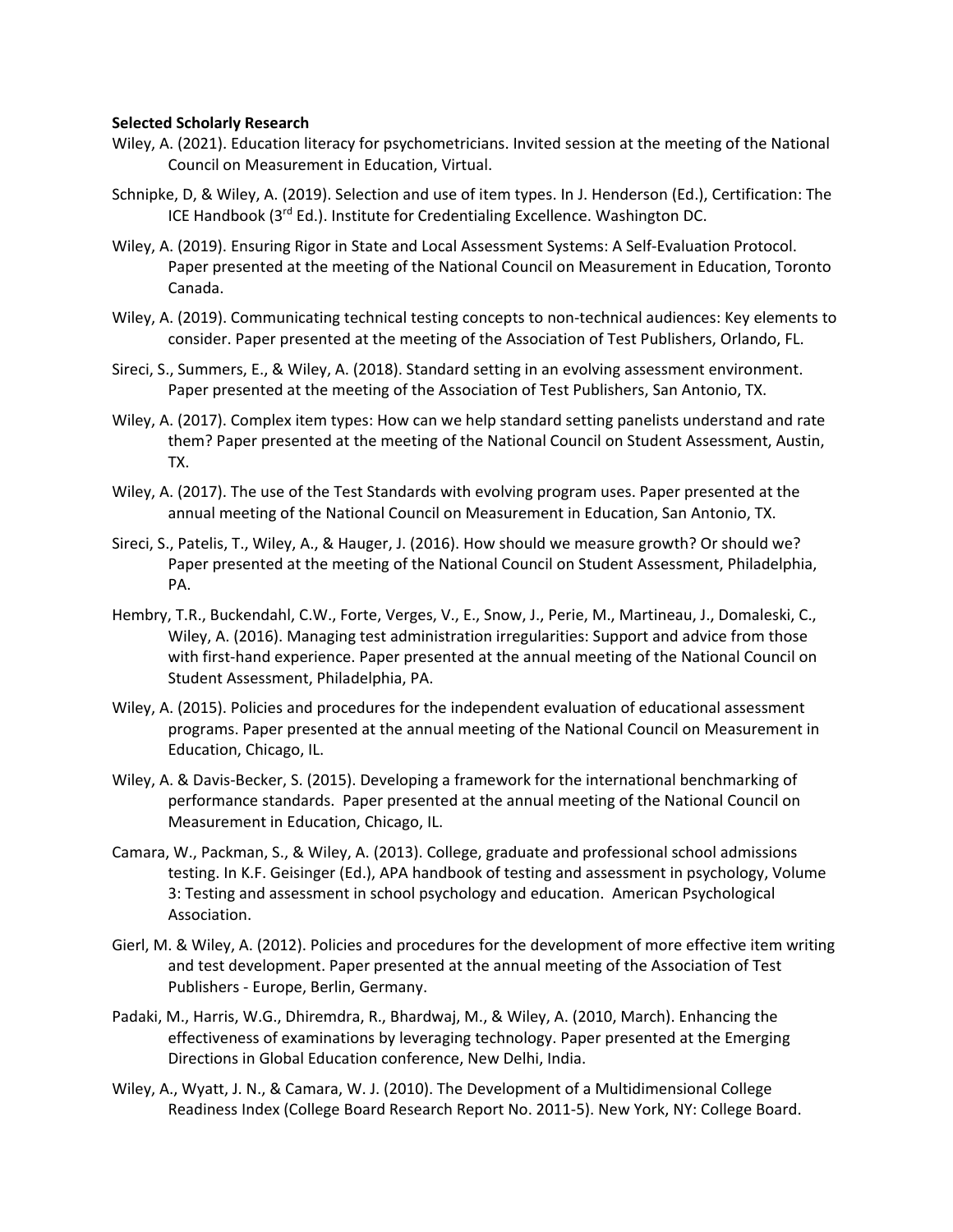**Selected Scholarly Research**

Wiley, A. (2021). Education literacy for psychometricians. Invited session at the meeting of the National Council on Measurement in Education, Virtual.

Schnipke, D, & Wiley, A. (2019). Selection and use of item types. In J. Henderson (Ed.), Certification: The ICE Handbook (3rd Ed.). Institute for Credentialing Excellence. Washington DC.

Wiley, A. (2019). Ensuring Rigor in State and Local Assessment Systems: A Self-Evaluation Protocol. Paper presented at the meeting of the National Council on Measurement in Education, Toronto Canada.

Wiley, A. (2019). Communicating technical testing concepts to non-technical audiences: Key elements to consider. Paper presented at the meeting of the Association of Test Publishers, Orlando, FL.

Sireci, S., Summers, E., & Wiley, A. (2018). Standard setting in an evolving assessment environment. Paper presented at the meeting of the Association of Test Publishers, San Antonio, TX.

Wiley, A. (2017). Complex item types: How can we help standard setting panelists understand and rate them? Paper presented at the meeting of the National Council on Student Assessment, Austin, TX.

Wiley, A. (2017). The use of the Test Standards with evolving program uses. Paper presented at the annual meeting of the National Council on Measurement in Education, San Antonio, TX.

Sireci, S., Patelis, T., Wiley, A., & Hauger, J. (2016). How should we measure growth? Or should we? Paper presented at the meeting of the National Council on Student Assessment, Philadelphia, PA.

Hembry, T.R., Buckendahl, C.W., Forte, Verges, V., E., Snow, J., Perie, M., Martineau, J., Domaleski, C., Wiley, A. (2016). Managing test administration irregularities: Support and advice from those with first-hand experience. Paper presented at the annual meeting of the National Council on Student Assessment, Philadelphia, PA.

Wiley, A. (2015). Policies and procedures for the independent evaluation of educational assessment programs. Paper presented at the annual meeting of the National Council on Measurement in Education, Chicago, IL.

Wiley, A. & Davis-Becker, S. (2015). Developing a framework for the international benchmarking of performance standards. Paper presented at the annual meeting of the National Council on Measurement in Education, Chicago, IL.

Camara, W., Packman, S., & Wiley, A. (2013). College, graduate and professional school admissions testing. In K.F. Geisinger (Ed.), APA handbook of testing and assessment in psychology, Volume 3: Testing and assessment in school psychology and education. American Psychological Association.

Gierl, M. & Wiley, A. (2012). Policies and procedures for the development of more effective item writing and test development. Paper presented at the annual meeting of the Association of Test Publishers - Europe, Berlin, Germany.

Padaki, M., Harris, W.G., Dhiremdra, R., Bhardwaj, M., & Wiley, A. (2010, March). Enhancing the effectiveness of examinations by leveraging technology. Paper presented at the Emerging Directions in Global Education conference, New Delhi, India.

Wiley, A., Wyatt, J. N., & Camara, W. J. (2010). The Development of a Multidimensional College Readiness Index (College Board Research Report No. 2011-5). New York, NY: College Board.